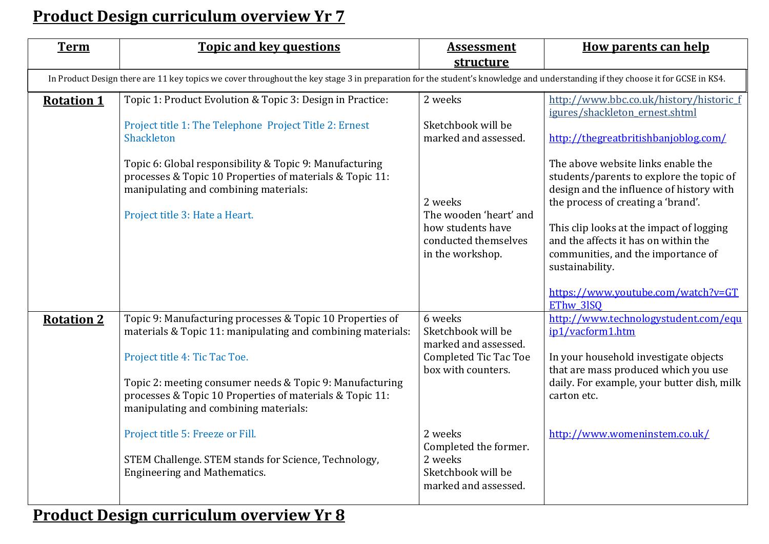# Product Design curriculum overview Yr 7

| Term | Topic and key questions | Assessment structure | How parents can help |
|---|---|---|---|
| In Product Design there are 11 key topics we cover throughout the key stage 3 in preparation for the student's knowledge and understanding if they choose it for GCSE in KS4. | | | |
| **Rotation 1** | Topic 1: Product Evolution & Topic 3: Design in Practice:<br><br>Project title 1: The Telephone Project Title 2: Ernest Shackleton<br><br>Topic 6: Global responsibility & Topic 9: Manufacturing processes & Topic 10 Properties of materials & Topic 11: manipulating and combining materials:<br><br>Project title 3: Hate a Heart. | 2 weeks<br><br>Sketchbook will be marked and assessed.<br><br>2 weeks<br>The wooden 'heart' and how students have conducted themselves in the workshop. | http://www.bbc.co.uk/history/historic_figures/shackleton_ernest.shtml<br><br>http://thegreatbritishbanjoblog.com/<br><br>The above website links enable the students/parents to explore the topic of design and the influence of history with the process of creating a 'brand'.<br><br>This clip looks at the impact of logging and the affects it has on within the communities, and the importance of sustainability.<br><br>https://www.youtube.com/watch?v=GTEThw_3lSQ |
| **Rotation 2** | Topic 9: Manufacturing processes & Topic 10 Properties of materials & Topic 11: manipulating and combining materials:<br><br>Project title 4: Tic Tac Toe.<br><br>Topic 2: meeting consumer needs & Topic 9: Manufacturing processes & Topic 10 Properties of materials & Topic 11: manipulating and combining materials:<br><br>Project title 5: Freeze or Fill.<br><br>STEM Challenge. STEM stands for Science, Technology, Engineering and Mathematics. | 6 weeks<br>Sketchbook will be marked and assessed.<br>Completed Tic Tac Toe box with counters.<br><br>2 weeks<br>Completed the former.<br>2 weeks<br>Sketchbook will be marked and assessed. | http://www.technologystudent.com/equip1/vacform1.htm<br><br>In your household investigate objects that are mass produced which you use daily. For example, your butter dish, milk carton etc.<br><br>http://www.womeninstem.co.uk/ |

# Product Design curriculum overview Yr 8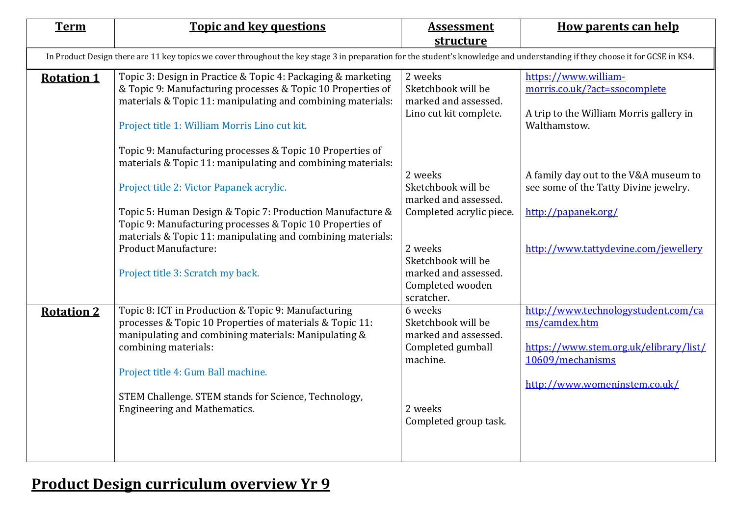| Term | Topic and key questions | Assessment structure | How parents can help |
|---|---|---|---|
| In Product Design there are 11 key topics we cover throughout the key stage 3 in preparation for the student's knowledge and understanding if they choose it for GCSE in KS4. | | | |
| **Rotation 1** | Topic 3: Design in Practice & Topic 4: Packaging & marketing & Topic 9: Manufacturing processes & Topic 10 Properties of materials & Topic 11: manipulating and combining materials:<br><br>Project title 1: William Morris Lino cut kit.<br><br>Topic 9: Manufacturing processes & Topic 10 Properties of materials & Topic 11: manipulating and combining materials:<br><br>Project title 2: Victor Papanek acrylic.<br><br>Topic 5: Human Design & Topic 7: Production Manufacture & Topic 9: Manufacturing processes & Topic 10 Properties of materials & Topic 11: manipulating and combining materials: Product Manufacture:<br><br>Project title 3: Scratch my back. | 2 weeks<br>Sketchbook will be marked and assessed.<br>Lino cut kit complete.<br><br>2 weeks<br>Sketchbook will be marked and assessed.<br>Completed acrylic piece.<br><br>2 weeks<br>Sketchbook will be marked and assessed.<br>Completed wooden scratcher. | https://www.william-morris.co.uk/?act=ssocomplete<br><br>A trip to the William Morris gallery in Walthamstow.<br><br>A family day out to the V&A museum to see some of the Tatty Divine jewelry.<br><br>http://papanek.org/<br><br>http://www.tattydevine.com/jewellery |
| **Rotation 2** | Topic 8: ICT in Production & Topic 9: Manufacturing processes & Topic 10 Properties of materials & Topic 11: manipulating and combining materials: Manipulating & combining materials:<br><br>Project title 4: Gum Ball machine.<br><br>STEM Challenge. STEM stands for Science, Technology, Engineering and Mathematics. | 6 weeks<br>Sketchbook will be marked and assessed.<br>Completed gumball machine.<br><br>2 weeks<br>Completed group task. | http://www.technologystudent.com/cams/camdex.htm<br><br>https://www.stem.org.uk/elibrary/list/10609/mechanisms<br><br>http://www.womeninstem.co.uk/ |

# Product Design curriculum overview Yr 9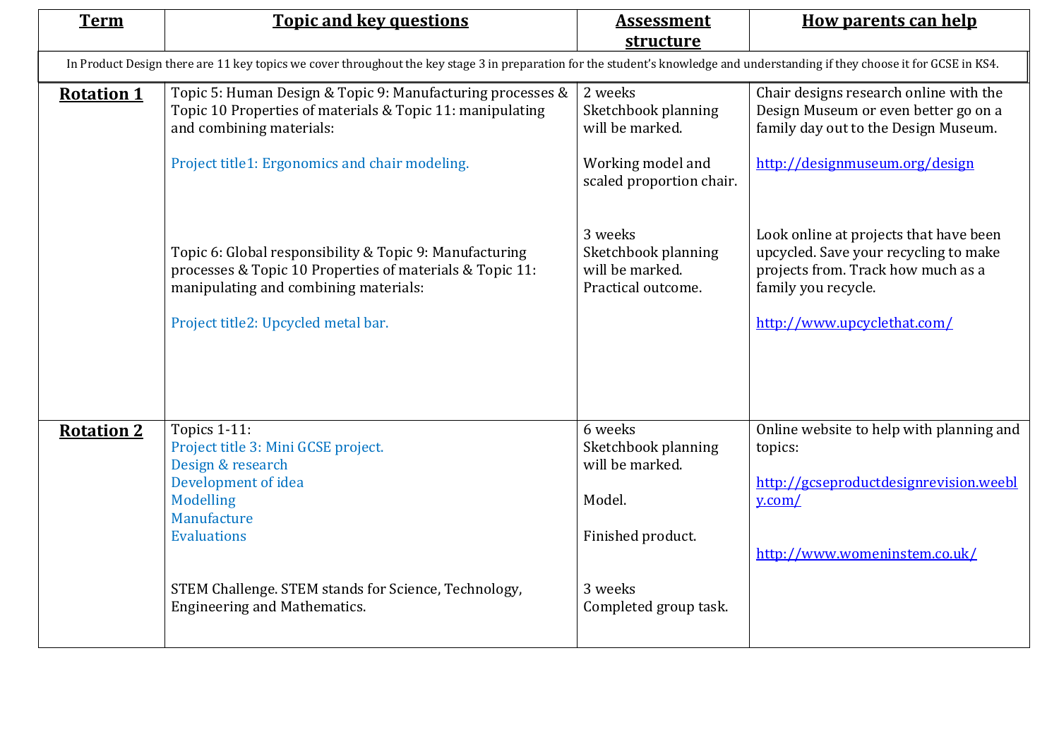| **Term** | **Topic and key questions** | **Assessment structure** | **How parents can help** |
|---|---|---|---|
| In Product Design there are 11 key topics we cover throughout the key stage 3 in preparation for the student's knowledge and understanding if they choose it for GCSE in KS4. | | | |
| **Rotation 1** | Topic 5: Human Design & Topic 9: Manufacturing processes & Topic 10 Properties of materials & Topic 11: manipulating and combining materials:<br><br>Project title1: Ergonomics and chair modeling.<br><br>Topic 6: Global responsibility & Topic 9: Manufacturing processes & Topic 10 Properties of materials & Topic 11: manipulating and combining materials:<br><br>Project title2: Upcycled metal bar. | 2 weeks<br>Sketchbook planning will be marked.<br><br>Working model and scaled proportion chair.<br><br>3 weeks<br>Sketchbook planning will be marked.<br>Practical outcome. | Chair designs research online with the Design Museum or even better go on a family day out to the Design Museum.<br><br>http://designmuseum.org/design<br><br>Look online at projects that have been upcycled. Save your recycling to make projects from. Track how much as a family you recycle.<br><br>http://www.upcyclethat.com/ |
| **Rotation 2** | Topics 1-11:<br>Project title 3: Mini GCSE project.<br>Design & research<br>Development of idea<br>Modelling<br>Manufacture<br>Evaluations<br><br>STEM Challenge. STEM stands for Science, Technology, Engineering and Mathematics. | 6 weeks<br>Sketchbook planning will be marked.<br><br>Model.<br><br>Finished product.<br><br>3 weeks<br>Completed group task. | Online website to help with planning and topics:<br><br>http://gcseproductdesignrevision.weebly.com/<br><br>http://www.womeninstem.co.uk/ |